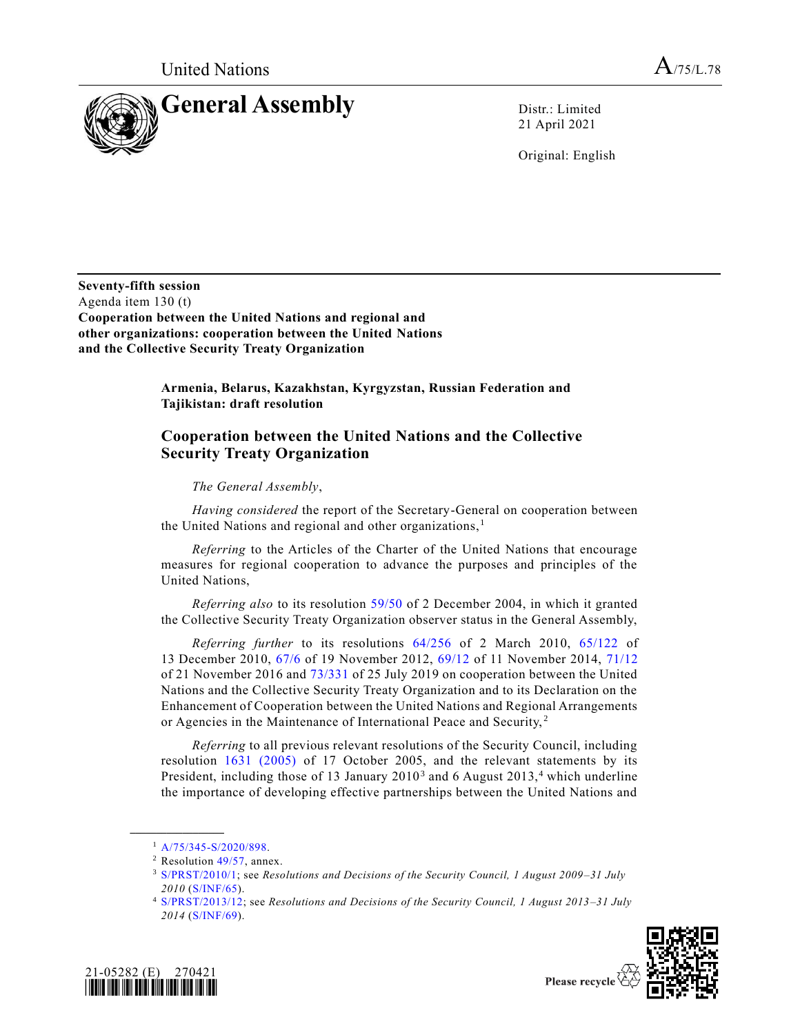United Nations A/75/L.78

# General Assembly

Distr.: Limited
21 April 2021

Original: English

**Seventy-fifth session**
Agenda item 130 (t)
**Cooperation between the United Nations and regional and other organizations: cooperation between the United Nations and the Collective Security Treaty Organization**

**Armenia, Belarus, Kazakhstan, Kyrgyzstan, Russian Federation and Tajikistan: draft resolution**

## Cooperation between the United Nations and the Collective Security Treaty Organization

*The General Assembly*,

*Having considered* the report of the Secretary-General on cooperation between the United Nations and regional and other organizations,[1]

*Referring* to the Articles of the Charter of the United Nations that encourage measures for regional cooperation to advance the purposes and principles of the United Nations,

*Referring also* to its resolution 59/50 of 2 December 2004, in which it granted the Collective Security Treaty Organization observer status in the General Assembly,

*Referring further* to its resolutions 64/256 of 2 March 2010, 65/122 of 13 December 2010, 67/6 of 19 November 2012, 69/12 of 11 November 2014, 71/12 of 21 November 2016 and 73/331 of 25 July 2019 on cooperation between the United Nations and the Collective Security Treaty Organization and to its Declaration on the Enhancement of Cooperation between the United Nations and Regional Arrangements or Agencies in the Maintenance of International Peace and Security,[2]

*Referring* to all previous relevant resolutions of the Security Council, including resolution 1631 (2005) of 17 October 2005, and the relevant statements by its President, including those of 13 January 2010[3] and 6 August 2013,[4] which underline the importance of developing effective partnerships between the United Nations and

---

[1] A/75/345-S/2020/898.

[2] Resolution 49/57, annex.

[3] S/PRST/2010/1; see *Resolutions and Decisions of the Security Council, 1 August 2009–31 July 2010* (S/INF/65).

[4] S/PRST/2013/12; see *Resolutions and Decisions of the Security Council, 1 August 2013–31 July 2014* (S/INF/69).

21-05282 (E) 270421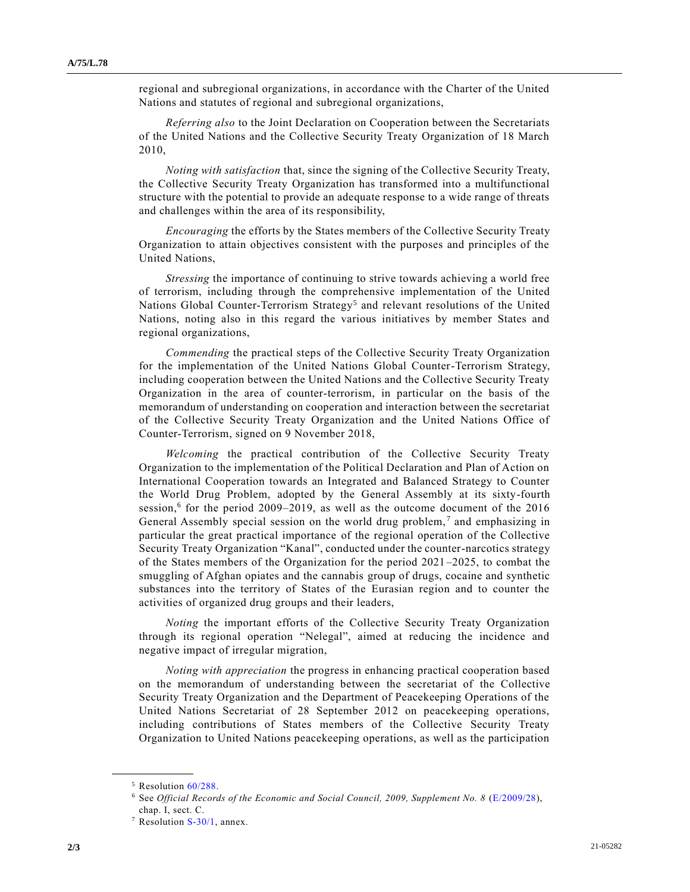regional and subregional organizations, in accordance with the Charter of the United Nations and statutes of regional and subregional organizations,

*Referring also* to the Joint Declaration on Cooperation between the Secretariats of the United Nations and the Collective Security Treaty Organization of 18 March 2010,

*Noting with satisfaction* that, since the signing of the Collective Security Treaty, the Collective Security Treaty Organization has transformed into a multifunctional structure with the potential to provide an adequate response to a wide range of threats and challenges within the area of its responsibility,

*Encouraging* the efforts by the States members of the Collective Security Treaty Organization to attain objectives consistent with the purposes and principles of the United Nations,

*Stressing* the importance of continuing to strive towards achieving a world free of terrorism, including through the comprehensive implementation of the United Nations Global Counter-Terrorism Strategy[5] and relevant resolutions of the United Nations, noting also in this regard the various initiatives by member States and regional organizations,

*Commending* the practical steps of the Collective Security Treaty Organization for the implementation of the United Nations Global Counter-Terrorism Strategy, including cooperation between the United Nations and the Collective Security Treaty Organization in the area of counter-terrorism, in particular on the basis of the memorandum of understanding on cooperation and interaction between the secretariat of the Collective Security Treaty Organization and the United Nations Office of Counter-Terrorism, signed on 9 November 2018,

*Welcoming* the practical contribution of the Collective Security Treaty Organization to the implementation of the Political Declaration and Plan of Action on International Cooperation towards an Integrated and Balanced Strategy to Counter the World Drug Problem, adopted by the General Assembly at its sixty-fourth session,[6] for the period 2009–2019, as well as the outcome document of the 2016 General Assembly special session on the world drug problem,[7] and emphasizing in particular the great practical importance of the regional operation of the Collective Security Treaty Organization "Kanal", conducted under the counter-narcotics strategy of the States members of the Organization for the period 2021–2025, to combat the smuggling of Afghan opiates and the cannabis group of drugs, cocaine and synthetic substances into the territory of States of the Eurasian region and to counter the activities of organized drug groups and their leaders,

*Noting* the important efforts of the Collective Security Treaty Organization through its regional operation "Nelegal", aimed at reducing the incidence and negative impact of irregular migration,

*Noting with appreciation* the progress in enhancing practical cooperation based on the memorandum of understanding between the secretariat of the Collective Security Treaty Organization and the Department of Peacekeeping Operations of the United Nations Secretariat of 28 September 2012 on peacekeeping operations, including contributions of States members of the Collective Security Treaty Organization to United Nations peacekeeping operations, as well as the participation

---

[5] Resolution 60/288.

[6] See *Official Records of the Economic and Social Council, 2009, Supplement No. 8* (E/2009/28), chap. I, sect. C.

[7] Resolution S-30/1, annex.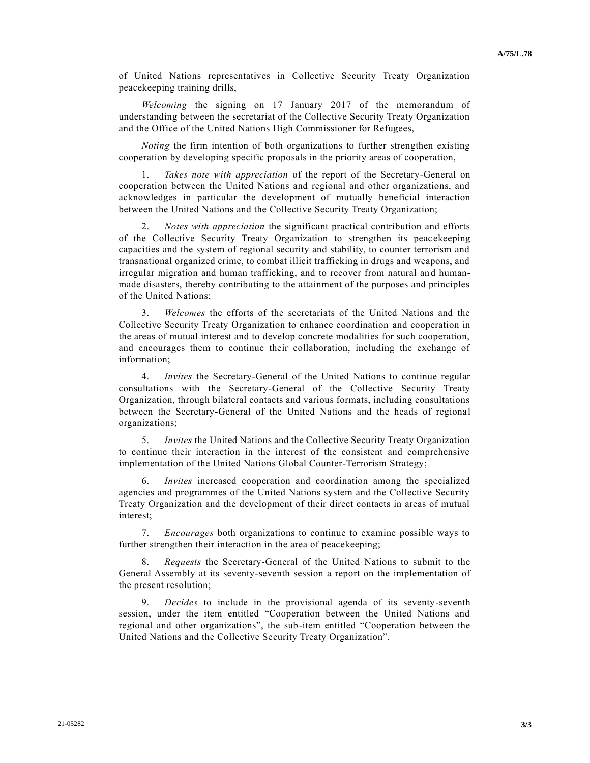of United Nations representatives in Collective Security Treaty Organization peacekeeping training drills,

*Welcoming* the signing on 17 January 2017 of the memorandum of understanding between the secretariat of the Collective Security Treaty Organization and the Office of the United Nations High Commissioner for Refugees,

*Noting* the firm intention of both organizations to further strengthen existing cooperation by developing specific proposals in the priority areas of cooperation,

1. *Takes note with appreciation* of the report of the Secretary-General on cooperation between the United Nations and regional and other organizations, and acknowledges in particular the development of mutually beneficial interaction between the United Nations and the Collective Security Treaty Organization;

2. *Notes with appreciation* the significant practical contribution and efforts of the Collective Security Treaty Organization to strengthen its peacekeeping capacities and the system of regional security and stability, to counter terrorism and transnational organized crime, to combat illicit trafficking in drugs and weapons, and irregular migration and human trafficking, and to recover from natural and human-made disasters, thereby contributing to the attainment of the purposes and principles of the United Nations;

3. *Welcomes* the efforts of the secretariats of the United Nations and the Collective Security Treaty Organization to enhance coordination and cooperation in the areas of mutual interest and to develop concrete modalities for such cooperation, and encourages them to continue their collaboration, including the exchange of information;

4. *Invites* the Secretary-General of the United Nations to continue regular consultations with the Secretary-General of the Collective Security Treaty Organization, through bilateral contacts and various formats, including consultations between the Secretary-General of the United Nations and the heads of regional organizations;

5. *Invites* the United Nations and the Collective Security Treaty Organization to continue their interaction in the interest of the consistent and comprehensive implementation of the United Nations Global Counter-Terrorism Strategy;

6. *Invites* increased cooperation and coordination among the specialized agencies and programmes of the United Nations system and the Collective Security Treaty Organization and the development of their direct contacts in areas of mutual interest;

7. *Encourages* both organizations to continue to examine possible ways to further strengthen their interaction in the area of peacekeeping;

8. *Requests* the Secretary-General of the United Nations to submit to the General Assembly at its seventy-seventh session a report on the implementation of the present resolution;

9. *Decides* to include in the provisional agenda of its seventy-seventh session, under the item entitled "Cooperation between the United Nations and regional and other organizations", the sub-item entitled "Cooperation between the United Nations and the Collective Security Treaty Organization".